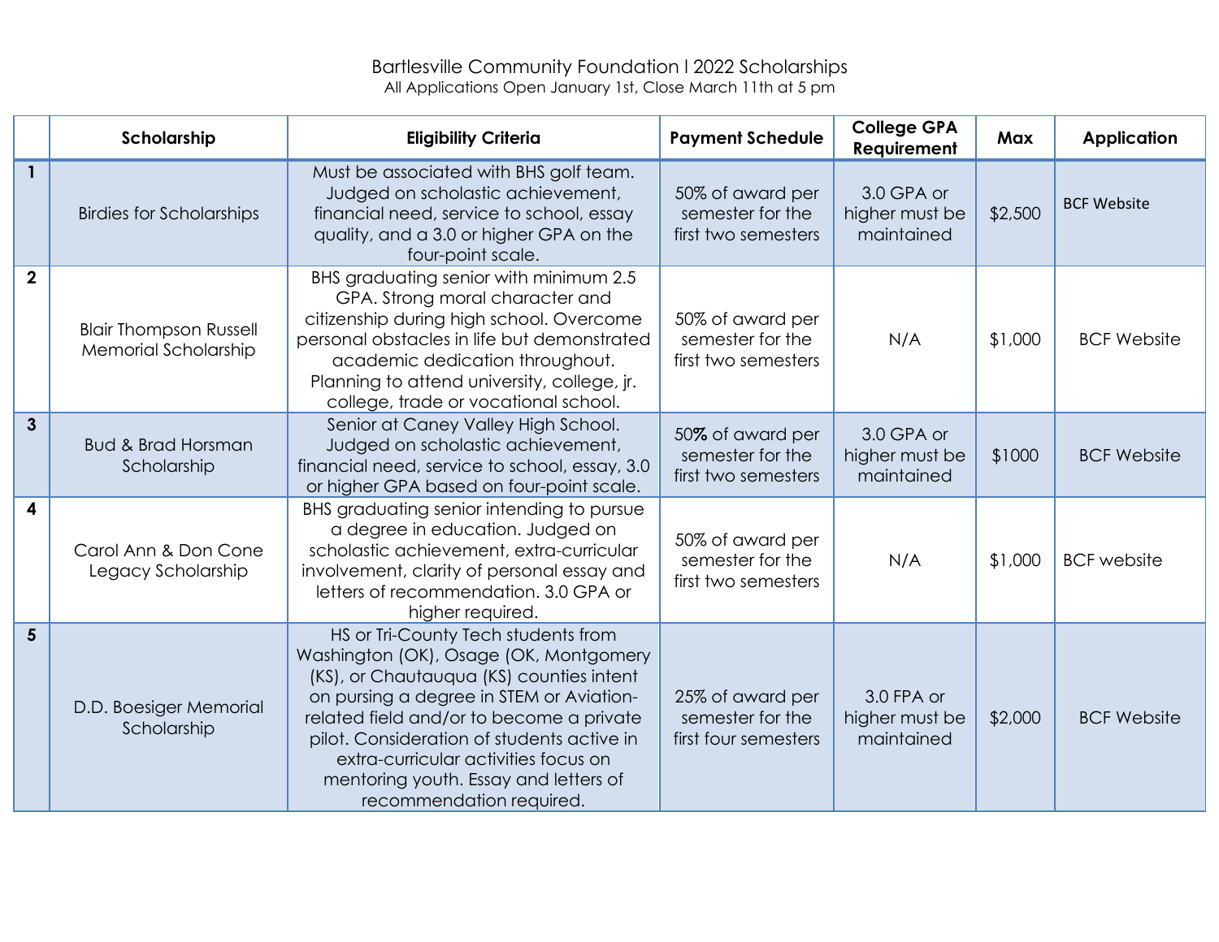# Bartlesville Community Foundation I 2022 Scholarships

All Applications Open January 1st, Close March 11th at 5 pm

| | Scholarship | Eligibility Criteria | Payment Schedule | College GPA Requirement | Max | Application |
|---|---|---|---|---|---|---|
| 1 | Birdies for Scholarships | Must be associated with BHS golf team. Judged on scholastic achievement, financial need, service to school, essay quality, and a 3.0 or higher GPA on the four-point scale. | 50% of award per semester for the first two semesters | 3.0 GPA or higher must be maintained | $2,500 | BCF Website |
| 2 | Blair Thompson Russell Memorial Scholarship | BHS graduating senior with minimum 2.5 GPA. Strong moral character and citizenship during high school. Overcome personal obstacles in life but demonstrated academic dedication throughout. Planning to attend university, college, jr. college, trade or vocational school. | 50% of award per semester for the first two semesters | N/A | $1,000 | BCF Website |
| 3 | Bud & Brad Horsman Scholarship | Senior at Caney Valley High School. Judged on scholastic achievement, financial need, service to school, essay, 3.0 or higher GPA based on four-point scale. | 50% of award per semester for the first two semesters | 3.0 GPA or higher must be maintained | $1000 | BCF Website |
| 4 | Carol Ann & Don Cone Legacy Scholarship | BHS graduating senior intending to pursue a degree in education. Judged on scholastic achievement, extra-curricular involvement, clarity of personal essay and letters of recommendation. 3.0 GPA or higher required. | 50% of award per semester for the first two semesters | N/A | $1,000 | BCF website |
| 5 | D.D. Boesiger Memorial Scholarship | HS or Tri-County Tech students from Washington (OK), Osage (OK, Montgomery (KS), or Chautauqua (KS) counties intent on pursing a degree in STEM or Aviation-related field and/or to become a private pilot. Consideration of students active in extra-curricular activities focus on mentoring youth. Essay and letters of recommendation required. | 25% of award per semester for the first four semesters | 3.0 FPA or higher must be maintained | $2,000 | BCF Website |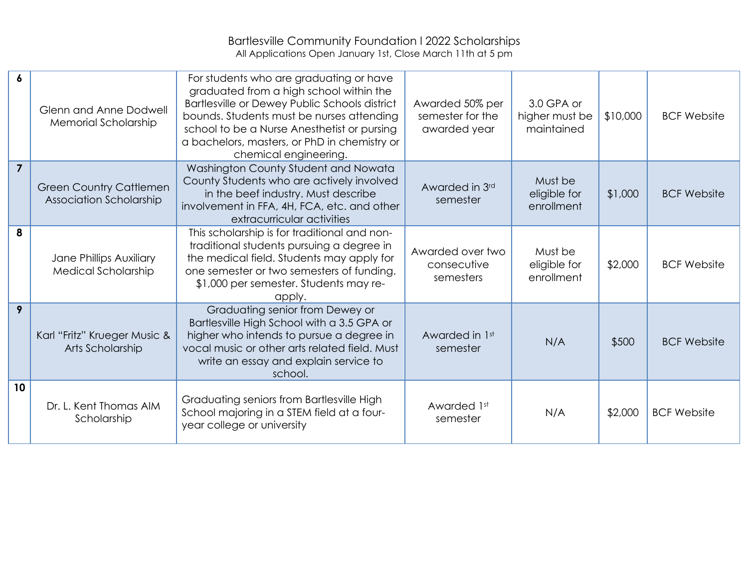Bartlesville Community Foundation I 2022 Scholarships
All Applications Open January 1st, Close March 11th at 5 pm

| 6 | Glenn and Anne Dodwell Memorial Scholarship | For students who are graduating or have graduated from a high school within the Bartlesville or Dewey Public Schools district bounds. Students must be nurses attending school to be a Nurse Anesthetist or pursing a bachelors, masters, or PhD in chemistry or chemical engineering. | Awarded 50% per semester for the awarded year | 3.0 GPA or higher must be maintained | $10,000 | BCF Website |
|---|---|---|---|---|---|---|
| 7 | Green Country Cattlemen Association Scholarship | Washington County Student and Nowata County Students who are actively involved in the beef industry. Must describe involvement in FFA, 4H, FCA, etc. and other extracurricular activities | Awarded in 3rd semester | Must be eligible for enrollment | $1,000 | BCF Website |
| 8 | Jane Phillips Auxiliary Medical Scholarship | This scholarship is for traditional and non-traditional students pursuing a degree in the medical field. Students may apply for one semester or two semesters of funding. $1,000 per semester. Students may re-apply. | Awarded over two consecutive semesters | Must be eligible for enrollment | $2,000 | BCF Website |
| 9 | Karl "Fritz" Krueger Music & Arts Scholarship | Graduating senior from Dewey or Bartlesville High School with a 3.5 GPA or higher who intends to pursue a degree in vocal music or other arts related field. Must write an essay and explain service to school. | Awarded in 1st semester | N/A | $500 | BCF Website |
| 10 | Dr. L. Kent Thomas AIM Scholarship | Graduating seniors from Bartlesville High School majoring in a STEM field at a four-year college or university | Awarded 1st semester | N/A | $2,000 | BCF Website |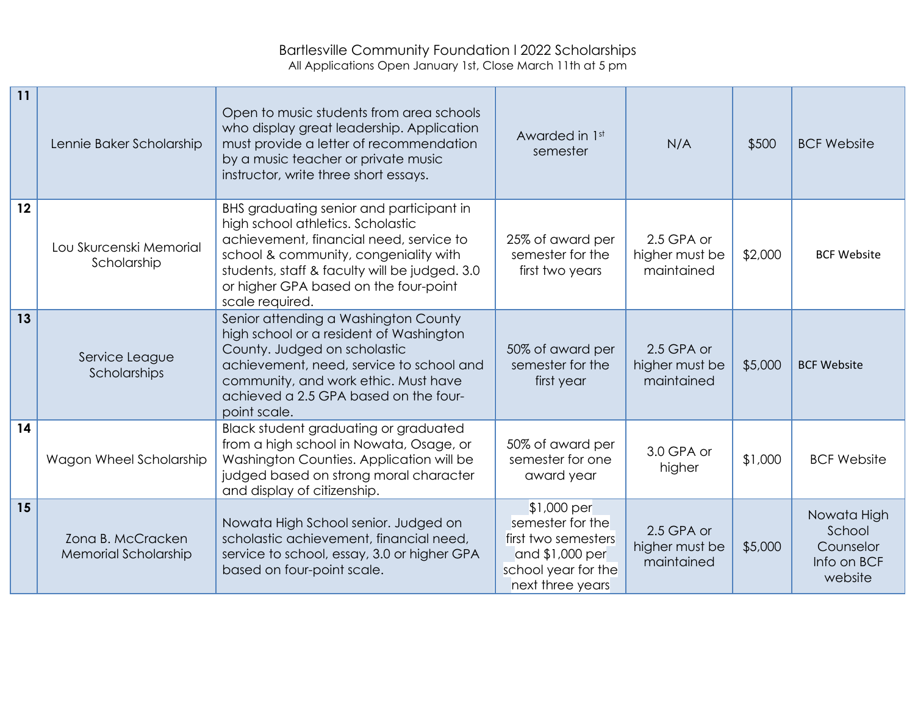Bartlesville Community Foundation l 2022 Scholarships
All Applications Open January 1st, Close March 11th at 5 pm

| | | | | | | |
|---|---|---|---|---|---|---|
| 11 | Lennie Baker Scholarship | Open to music students from area schools who display great leadership. Application must provide a letter of recommendation by a music teacher or private music instructor, write three short essays. | Awarded in 1st semester | N/A | $500 | BCF Website |
| 12 | Lou Skurcenski Memorial Scholarship | BHS graduating senior and participant in high school athletics. Scholastic achievement, financial need, service to school & community, congeniality with students, staff & faculty will be judged. 3.0 or higher GPA based on the four-point scale required. | 25% of award per semester for the first two years | 2.5 GPA or higher must be maintained | $2,000 | BCF Website |
| 13 | Service League Scholarships | Senior attending a Washington County high school or a resident of Washington County. Judged on scholastic achievement, need, service to school and community, and work ethic. Must have achieved a 2.5 GPA based on the four-point scale. | 50% of award per semester for the first year | 2.5 GPA or higher must be maintained | $5,000 | BCF Website |
| 14 | Wagon Wheel Scholarship | Black student graduating or graduated from a high school in Nowata, Osage, or Washington Counties. Application will be judged based on strong moral character and display of citizenship. | 50% of award per semester for one award year | 3.0 GPA or higher | $1,000 | BCF Website |
| 15 | Zona B. McCracken Memorial Scholarship | Nowata High School senior. Judged on scholastic achievement, financial need, service to school, essay, 3.0 or higher GPA based on four-point scale. | $1,000 per semester for the first two semesters and $1,000 per school year for the next three years | 2.5 GPA or higher must be maintained | $5,000 | Nowata High School Counselor Info on BCF website |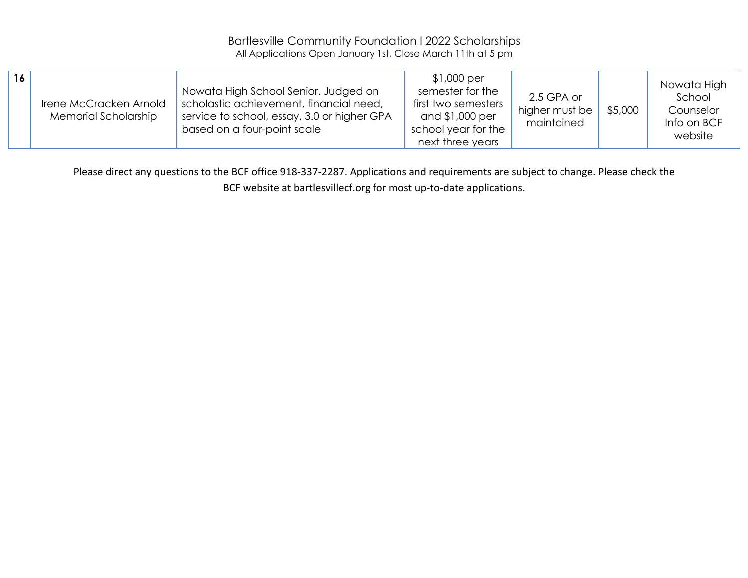Bartlesville Community Foundation I 2022 Scholarships

All Applications Open January 1st, Close March 11th at 5 pm

| | | | | | | |
|---|---|---|---|---|---|---|
| **16** | Irene McCracken Arnold Memorial Scholarship | Nowata High School Senior. Judged on scholastic achievement, financial need, service to school, essay, 3.0 or higher GPA based on a four-point scale | $1,000 per semester for the first two semesters and $1,000 per school year for the next three years | 2.5 GPA or higher must be maintained | $5,000 | Nowata High School Counselor Info on BCF website |

Please direct any questions to the BCF office 918-337-2287. Applications and requirements are subject to change. Please check the BCF website at bartlesvillecf.org for most up-to-date applications.